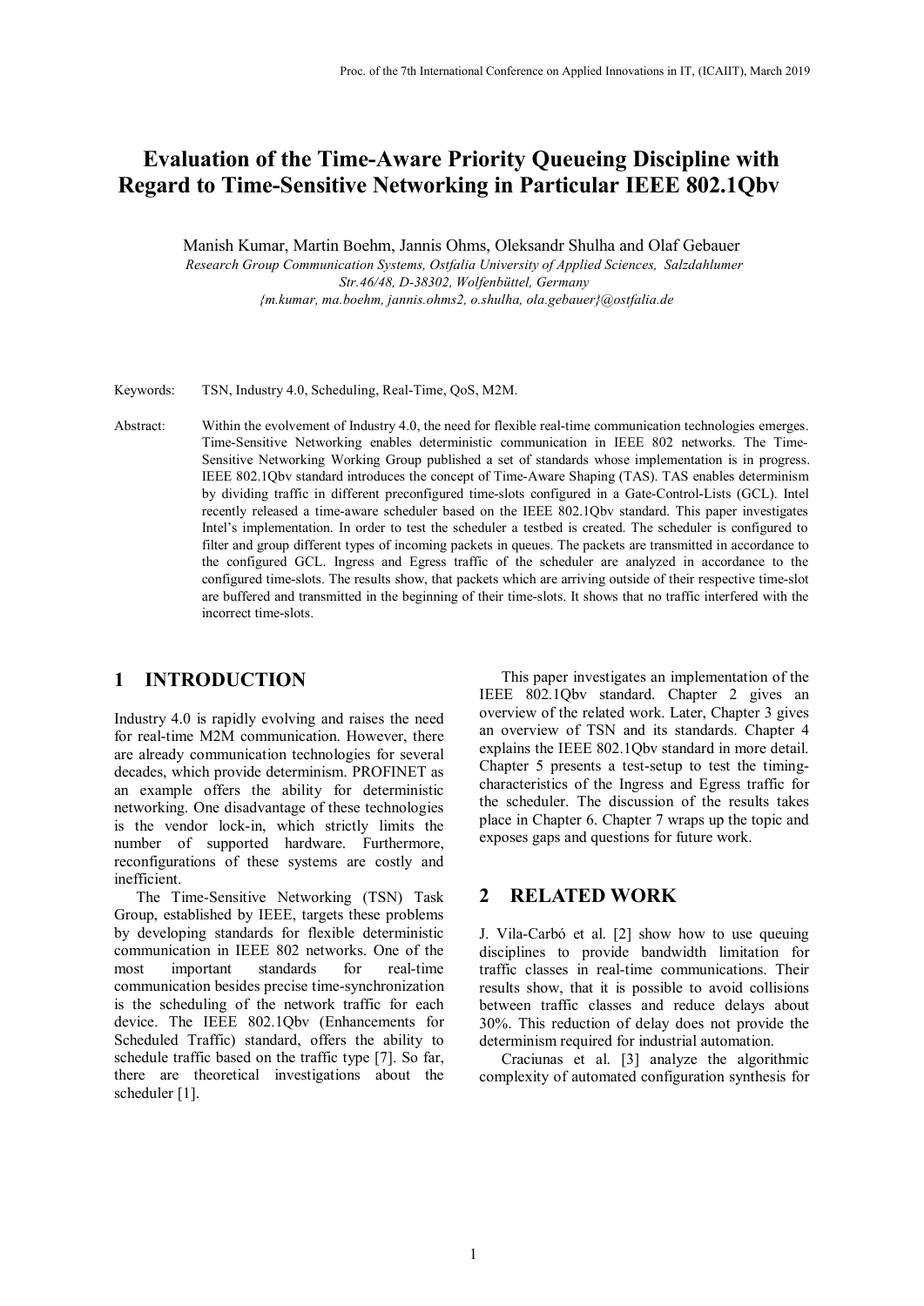# Evaluation of the Time-Aware Priority Queueing Discipline with Regard to Time-Sensitive Networking in Particular IEEE 802.1Qbv

Manish Kumar, Martin Boehm, Jannis Ohms, Oleksandr Shulha and Olaf Gebauer

*Research Group Communication Systems, Ostfalia University of Applied Sciences, Salzdahlumer Str.46/48, D-38302, Wolfenbüttel, Germany*

*{m.kumar, ma.boehm, jannis.ohms2, o.shulha, ola.gebauer}@ostfalia.de*

Keywords: TSN, Industry 4.0, Scheduling, Real-Time, QoS, M2M.

Abstract: Within the evolvement of Industry 4.0, the need for flexible real-time communication technologies emerges. Time-Sensitive Networking enables deterministic communication in IEEE 802 networks. The Time-Sensitive Networking Working Group published a set of standards whose implementation is in progress. IEEE 802.1Qbv standard introduces the concept of Time-Aware Shaping (TAS). TAS enables determinism by dividing traffic in different preconfigured time-slots configured in a Gate-Control-Lists (GCL). Intel recently released a time-aware scheduler based on the IEEE 802.1Qbv standard. This paper investigates Intel's implementation. In order to test the scheduler a testbed is created. The scheduler is configured to filter and group different types of incoming packets in queues. The packets are transmitted in accordance to the configured GCL. Ingress and Egress traffic of the scheduler are analyzed in accordance to the configured time-slots. The results show, that packets which are arriving outside of their respective time-slot are buffered and transmitted in the beginning of their time-slots. It shows that no traffic interfered with the incorrect time-slots.

## 1 INTRODUCTION

Industry 4.0 is rapidly evolving and raises the need for real-time M2M communication. However, there are already communication technologies for several decades, which provide determinism. PROFINET as an example offers the ability for deterministic networking. One disadvantage of these technologies is the vendor lock-in, which strictly limits the number of supported hardware. Furthermore, reconfigurations of these systems are costly and inefficient.

The Time-Sensitive Networking (TSN) Task Group, established by IEEE, targets these problems by developing standards for flexible deterministic communication in IEEE 802 networks. One of the most important standards for real-time communication besides precise time-synchronization is the scheduling of the network traffic for each device. The IEEE 802.1Qbv (Enhancements for Scheduled Traffic) standard, offers the ability to schedule traffic based on the traffic type [7]. So far, there are theoretical investigations about the scheduler [1].

This paper investigates an implementation of the IEEE 802.1Qbv standard. Chapter 2 gives an overview of the related work. Later, Chapter 3 gives an overview of TSN and its standards. Chapter 4 explains the IEEE 802.1Qbv standard in more detail. Chapter 5 presents a test-setup to test the timing-characteristics of the Ingress and Egress traffic for the scheduler. The discussion of the results takes place in Chapter 6. Chapter 7 wraps up the topic and exposes gaps and questions for future work.

## 2 RELATED WORK

J. Vila-Carbó et al. [2] show how to use queuing disciplines to provide bandwidth limitation for traffic classes in real-time communications. Their results show, that it is possible to avoid collisions between traffic classes and reduce delays about 30%. This reduction of delay does not provide the determinism required for industrial automation.

Craciunas et al. [3] analyze the algorithmic complexity of automated configuration synthesis for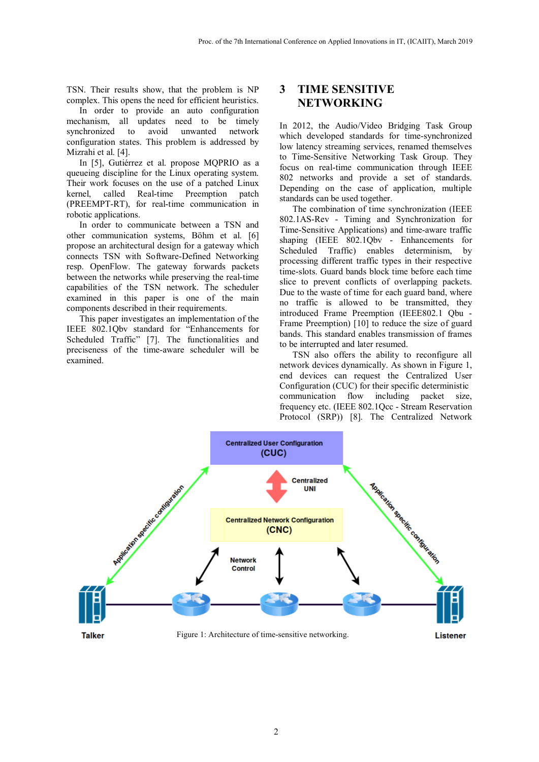TSN. Their results show, that the problem is NP complex. This opens the need for efficient heuristics.

In order to provide an auto configuration mechanism, all updates need to be timely synchronized to avoid unwanted network configuration states. This problem is addressed by Mizrahi et al. [4].

In [5], Gutiérrez et al. propose MQPRIO as a queueing discipline for the Linux operating system. Their work focuses on the use of a patched Linux kernel, called Real-time Preemption patch (PREEMPT-RT), for real-time communication in robotic applications.

In order to communicate between a TSN and other communication systems, Böhm et al. [6] propose an architectural design for a gateway which connects TSN with Software-Defined Networking resp. OpenFlow. The gateway forwards packets between the networks while preserving the real-time capabilities of the TSN network. The scheduler examined in this paper is one of the main components described in their requirements.

This paper investigates an implementation of the IEEE 802.1Qbv standard for "Enhancements for Scheduled Traffic" [7]. The functionalities and preciseness of the time-aware scheduler will be examined.

# 3 TIME SENSITIVE NETWORKING

In 2012, the Audio/Video Bridging Task Group which developed standards for time-synchronized low latency streaming services, renamed themselves to Time-Sensitive Networking Task Group. They focus on real-time communication through IEEE 802 networks and provide a set of standards. Depending on the case of application, multiple standards can be used together.

The combination of time synchronization (IEEE 802.1AS-Rev - Timing and Synchronization for Time-Sensitive Applications) and time-aware traffic shaping (IEEE 802.1Qbv - Enhancements for Scheduled Traffic) enables determinism, by processing different traffic types in their respective time-slots. Guard bands block time before each time slice to prevent conflicts of overlapping packets. Due to the waste of time for each guard band, where no traffic is allowed to be transmitted, they introduced Frame Preemption (IEEE802.1 Qbu - Frame Preemption) [10] to reduce the size of guard bands. This standard enables transmission of frames to be interrupted and later resumed.

TSN also offers the ability to reconfigure all network devices dynamically. As shown in Figure 1, end devices can request the Centralized User Configuration (CUC) for their specific deterministic communication flow including packet size, frequency etc. (IEEE 802.1Qcc - Stream Reservation Protocol (SRP)) [8]. The Centralized Network

Figure 1: Architecture of time-sensitive networking.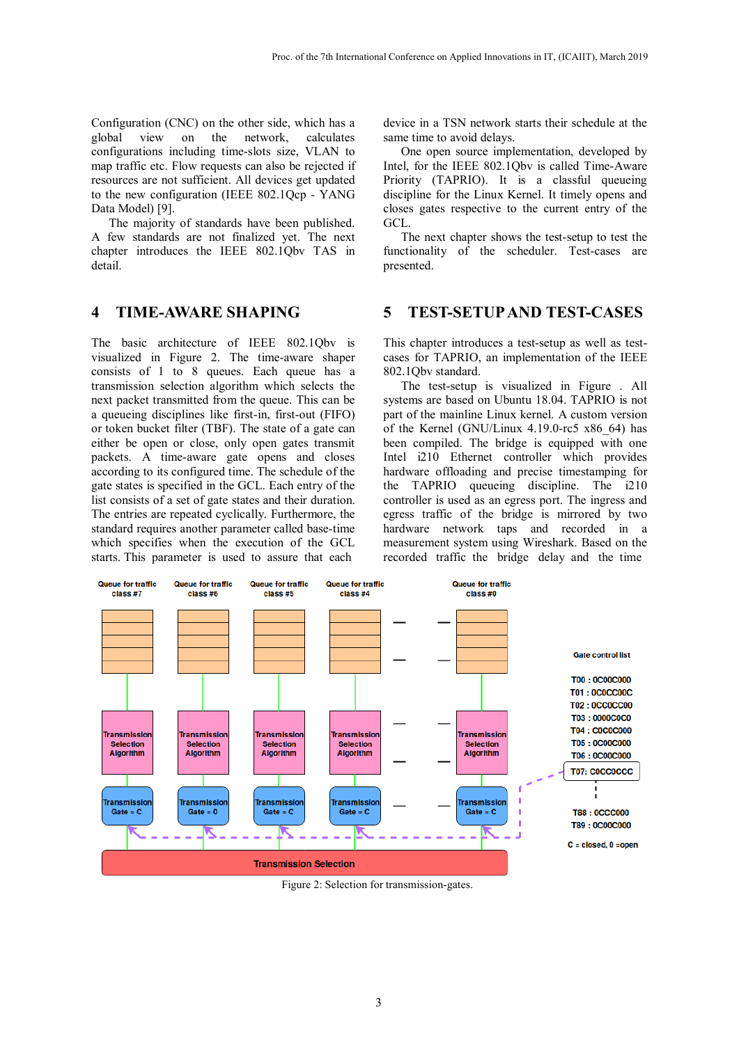Configuration (CNC) on the other side, which has a global view on the network, calculates configurations including time-slots size, VLAN to map traffic etc. Flow requests can also be rejected if resources are not sufficient. All devices get updated to the new configuration (IEEE 802.1Qcp - YANG Data Model) [9].

The majority of standards have been published. A few standards are not finalized yet. The next chapter introduces the IEEE 802.1Qbv TAS in detail.

## 4 TIME-AWARE SHAPING

The basic architecture of IEEE 802.1Qbv is visualized in Figure 2. The time-aware shaper consists of 1 to 8 queues. Each queue has a transmission selection algorithm which selects the next packet transmitted from the queue. This can be a queueing disciplines like first-in, first-out (FIFO) or token bucket filter (TBF). The state of a gate can either be open or close, only open gates transmit packets. A time-aware gate opens and closes according to its configured time. The schedule of the gate states is specified in the GCL. Each entry of the list consists of a set of gate states and their duration. The entries are repeated cyclically. Furthermore, the standard requires another parameter called base-time which specifies when the execution of the GCL starts. This parameter is used to assure that each device in a TSN network starts their schedule at the same time to avoid delays.

One open source implementation, developed by Intel, for the IEEE 802.1Qbv is called Time-Aware Priority (TAPRIO). It is a classful queueing discipline for the Linux Kernel. It timely opens and closes gates respective to the current entry of the GCL.

The next chapter shows the test-setup to test the functionality of the scheduler. Test-cases are presented.

## 5 TEST-SETUP AND TEST-CASES

This chapter introduces a test-setup as well as test-cases for TAPRIO, an implementation of the IEEE 802.1Qbv standard.

The test-setup is visualized in Figure . All systems are based on Ubuntu 18.04. TAPRIO is not part of the mainline Linux kernel. A custom version of the Kernel (GNU/Linux 4.19.0-rc5 x86_64) has been compiled. The bridge is equipped with one Intel i210 Ethernet controller which provides hardware offloading and precise timestamping for the TAPRIO queueing discipline. The i210 controller is used as an egress port. The ingress and egress traffic of the bridge is mirrored by two hardware network taps and recorded in a measurement system using Wireshark. Based on the recorded traffic the bridge delay and the time

Figure 2: Selection for transmission-gates.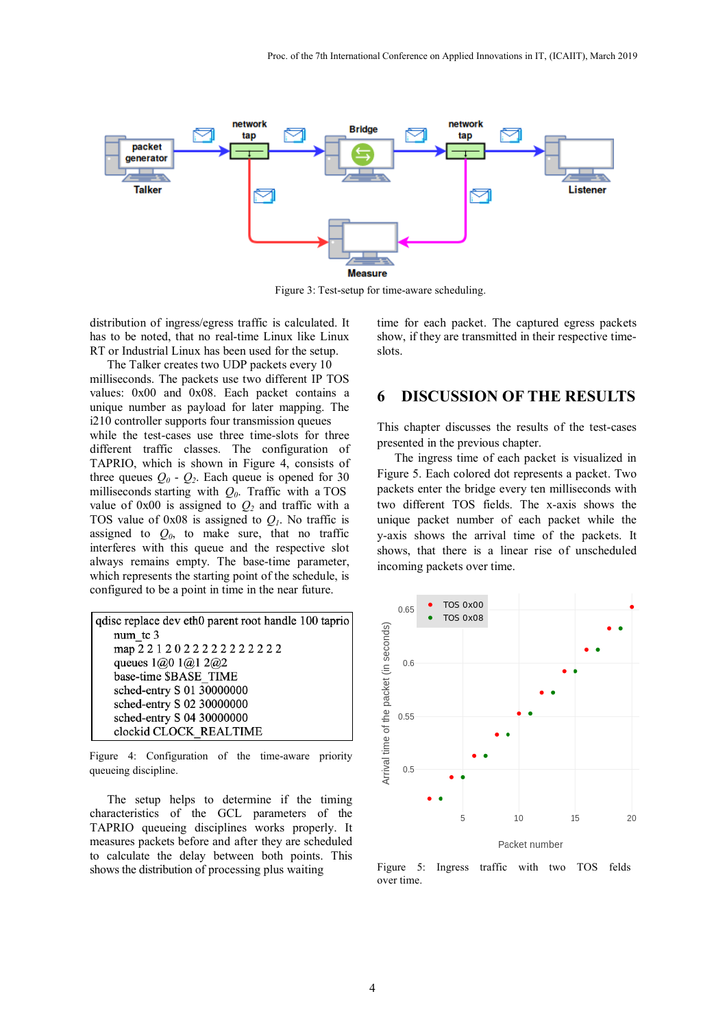Figure 3: Test-setup for time-aware scheduling.

distribution of ingress/egress traffic is calculated. It has to be noted, that no real-time Linux like Linux RT or Industrial Linux has been used for the setup.

The Talker creates two UDP packets every 10 milliseconds. The packets use two different IP TOS values: 0x00 and 0x08. Each packet contains a unique number as payload for later mapping. The i210 controller supports four transmission queues while the test-cases use three time-slots for three different traffic classes. The configuration of TAPRIO, which is shown in Figure 4, consists of three queues $Q_0$ - $Q_2$. Each queue is opened for 30 milliseconds starting with $Q_0$. Traffic with a TOS value of 0x00 is assigned to $Q_2$ and traffic with a TOS value of 0x08 is assigned to $Q_1$. No traffic is assigned to $Q_0$, to make sure, that no traffic interferes with this queue and the respective slot always remains empty. The base-time parameter, which represents the starting point of the schedule, is configured to be a point in time in the near future.

```
qdisc replace dev eth0 parent root handle 100 taprio
    num_tc 3
    map 2 2 1 2 0 2 2 2 2 2 2 2 2 2 2 2
    queues 1@0 1@1 2@2
    base-time $BASE_TIME
    sched-entry S 01 30000000
    sched-entry S 02 30000000
    sched-entry S 04 30000000
    clockid CLOCK_REALTIME
```

Figure 4: Configuration of the time-aware priority queueing discipline.

The setup helps to determine if the timing characteristics of the GCL parameters of the TAPRIO queueing disciplines works properly. It measures packets before and after they are scheduled to calculate the delay between both points. This shows the distribution of processing plus waiting time for each packet. The captured egress packets show, if they are transmitted in their respective time-slots.

# 6 DISCUSSION OF THE RESULTS

This chapter discusses the results of the test-cases presented in the previous chapter.

The ingress time of each packet is visualized in Figure 5. Each colored dot represents a packet. Two packets enter the bridge every ten milliseconds with two different TOS fields. The x-axis shows the unique packet number of each packet while the y-axis shows the arrival time of the packets. It shows, that there is a linear rise of unscheduled incoming packets over time.

Figure 5: Ingress traffic with two TOS felds over time.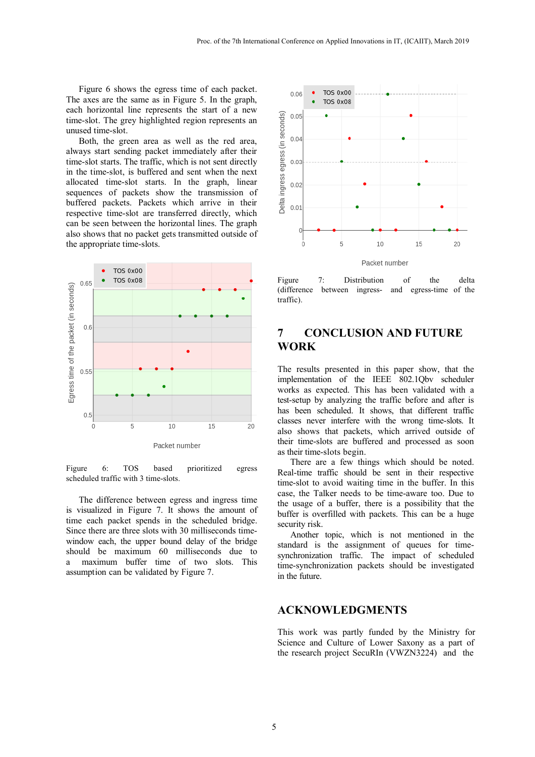Figure 6 shows the egress time of each packet. The axes are the same as in Figure 5. In the graph, each horizontal line represents the start of a new time-slot. The grey highlighted region represents an unused time-slot.

Both, the green area as well as the red area, always start sending packet immediately after their time-slot starts. The traffic, which is not sent directly in the time-slot, is buffered and sent when the next allocated time-slot starts. In the graph, linear sequences of packets show the transmission of buffered packets. Packets which arrive in their respective time-slot are transferred directly, which can be seen between the horizontal lines. The graph also shows that no packet gets transmitted outside of the appropriate time-slots.

Figure 6: TOS based prioritized egress scheduled traffic with 3 time-slots.

The difference between egress and ingress time is visualized in Figure 7. It shows the amount of time each packet spends in the scheduled bridge. Since there are three slots with 30 milliseconds time-window each, the upper bound delay of the bridge should be maximum 60 milliseconds due to a maximum buffer time of two slots. This assumption can be validated by Figure 7.

Figure 7: Distribution of the delta (difference between ingress- and egress-time of the traffic).

## 7 CONCLUSION AND FUTURE WORK

The results presented in this paper show, that the implementation of the IEEE 802.1Qbv scheduler works as expected. This has been validated with a test-setup by analyzing the traffic before and after is has been scheduled. It shows, that different traffic classes never interfere with the wrong time-slots. It also shows that packets, which arrived outside of their time-slots are buffered and processed as soon as their time-slots begin.

There are a few things which should be noted. Real-time traffic should be sent in their respective time-slot to avoid waiting time in the buffer. In this case, the Talker needs to be time-aware too. Due to the usage of a buffer, there is a possibility that the buffer is overfilled with packets. This can be a huge security risk.

Another topic, which is not mentioned in the standard is the assignment of queues for time-synchronization traffic. The impact of scheduled time-synchronization packets should be investigated in the future.

## ACKNOWLEDGMENTS

This work was partly funded by the Ministry for Science and Culture of Lower Saxony as a part of the research project SecuRIn (VWZN3224) and the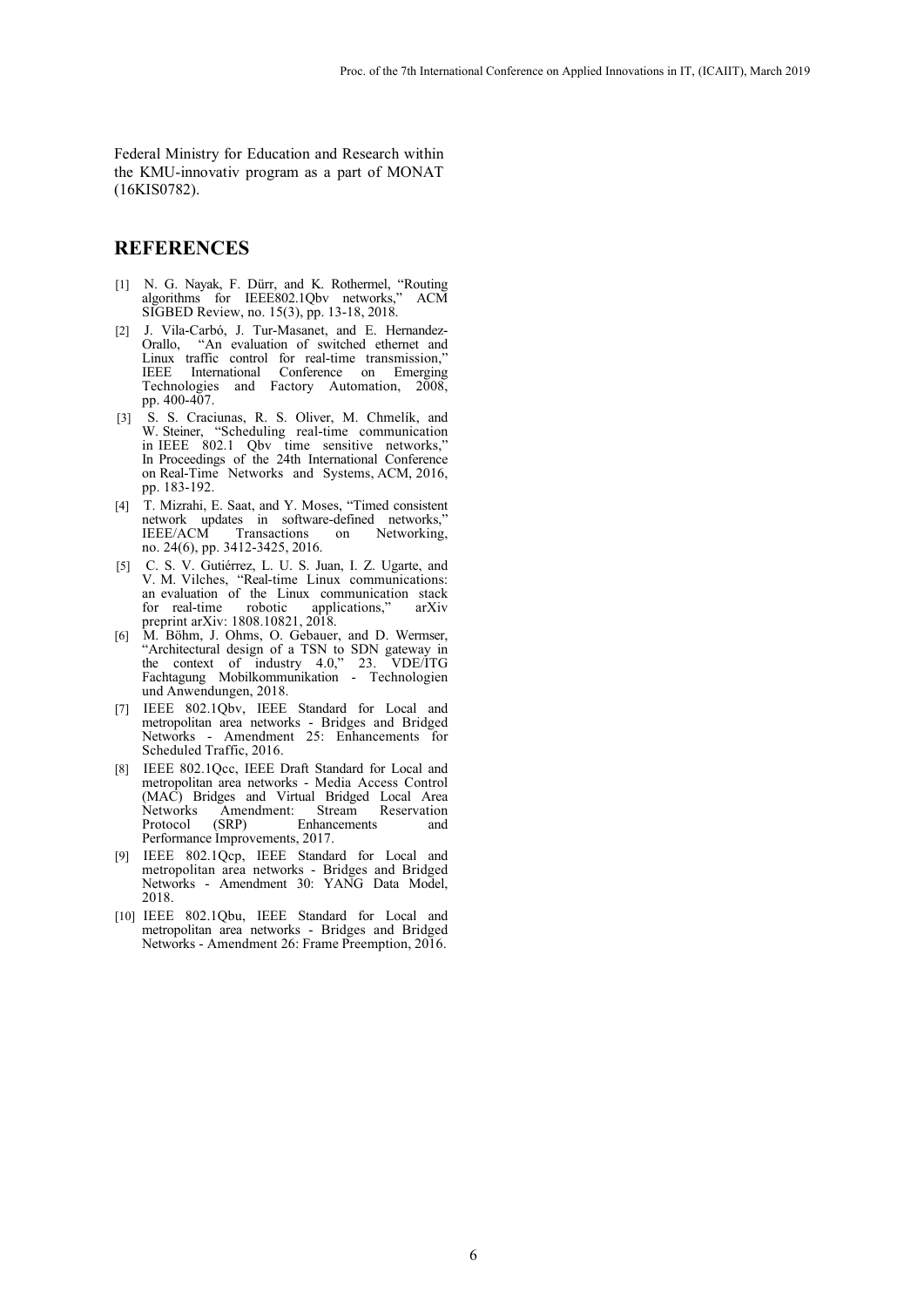Federal Ministry for Education and Research within the KMU-innovativ program as a part of MONAT (16KIS0782).

## REFERENCES

[1] N. G. Nayak, F. Dürr, and K. Rothermel, "Routing algorithms for IEEE802.1Qbv networks," ACM SIGBED Review, no. 15(3), pp. 13-18, 2018.

[2] J. Vila-Carbó, J. Tur-Masanet, and E. Hernandez-Orallo, "An evaluation of switched ethernet and Linux traffic control for real-time transmission," IEEE International Conference on Emerging Technologies and Factory Automation, 2008, pp. 400-407.

[3] S. S. Craciunas, R. S. Oliver, M. Chmelík, and W. Steiner, "Scheduling real-time communication in IEEE 802.1 Qbv time sensitive networks," In Proceedings of the 24th International Conference on Real-Time Networks and Systems, ACM, 2016, pp. 183-192.

[4] T. Mizrahi, E. Saat, and Y. Moses, "Timed consistent network updates in software-defined networks," IEEE/ACM Transactions on Networking, no. 24(6), pp. 3412-3425, 2016.

[5] C. S. V. Gutiérrez, L. U. S. Juan, I. Z. Ugarte, and V. M. Vilches, "Real-time Linux communications: an evaluation of the Linux communication stack for real-time robotic applications," arXiv preprint arXiv: 1808.10821, 2018.

[6] M. Böhm, J. Ohms, O. Gebauer, and D. Wermser, "Architectural design of a TSN to SDN gateway in the context of industry 4.0," 23. VDE/ITG Fachtagung Mobilkommunikation - Technologien und Anwendungen, 2018.

[7] IEEE 802.1Qbv, IEEE Standard for Local and metropolitan area networks - Bridges and Bridged Networks - Amendment 25: Enhancements for Scheduled Traffic, 2016.

[8] IEEE 802.1Qcc, IEEE Draft Standard for Local and metropolitan area networks - Media Access Control (MAC) Bridges and Virtual Bridged Local Area Networks Amendment: Stream Reservation Protocol (SRP) Enhancements and Performance Improvements, 2017.

[9] IEEE 802.1Qcp, IEEE Standard for Local and metropolitan area networks - Bridges and Bridged Networks - Amendment 30: YANG Data Model, 2018.

[10] IEEE 802.1Qbu, IEEE Standard for Local and metropolitan area networks - Bridges and Bridged Networks - Amendment 26: Frame Preemption, 2016.